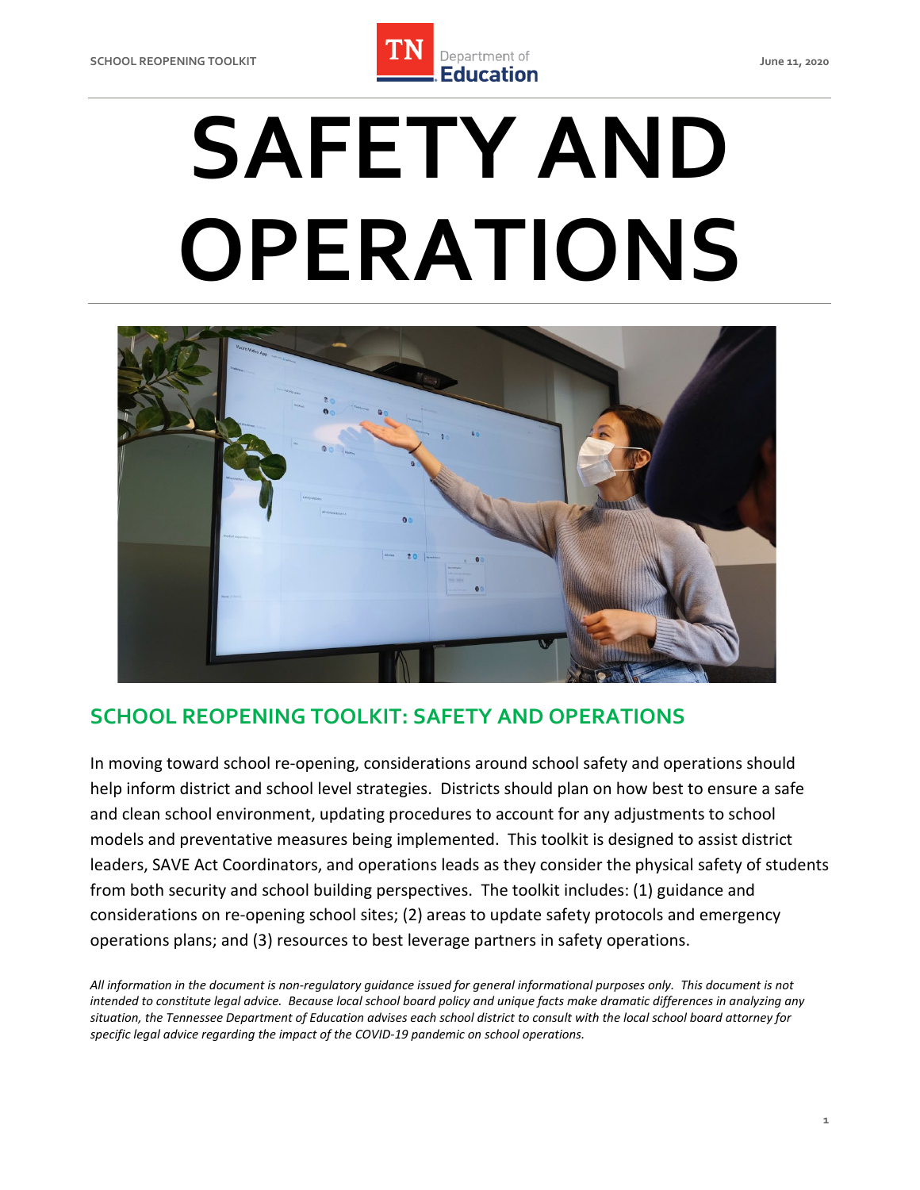# SAFETY AND OPERATIONS

## SCHOOL REOPENING TOOLKIT: SAFETY AND OPERATIONS

In moving toward school re-opening, considerations around school safety and operations should help inform district and school level strategies. Districts should plan on how best to ensure a safe and clean school environment, updating procedures to account for any adjustments to school models and preventative measures being implemented. This toolkit is designed to assist district leaders, SAVE Act Coordinators, and operations leads as they consider the physical safety of students from both security and school building perspectives. The toolkit includes: (1) guidance and considerations on re-opening school sites; (2) areas to update safety protocols and emergency operations plans; and (3) resources to best leverage partners in safety operations.

*All information in the document is non-regulatory guidance issued for general informational purposes only. This document is not intended to constitute legal advice. Because local school board policy and unique facts make dramatic differences in analyzing any situation, the Tennessee Department of Education advises each school district to consult with the local school board attorney for specific legal advice regarding the impact of the COVID-19 pandemic on school operations.*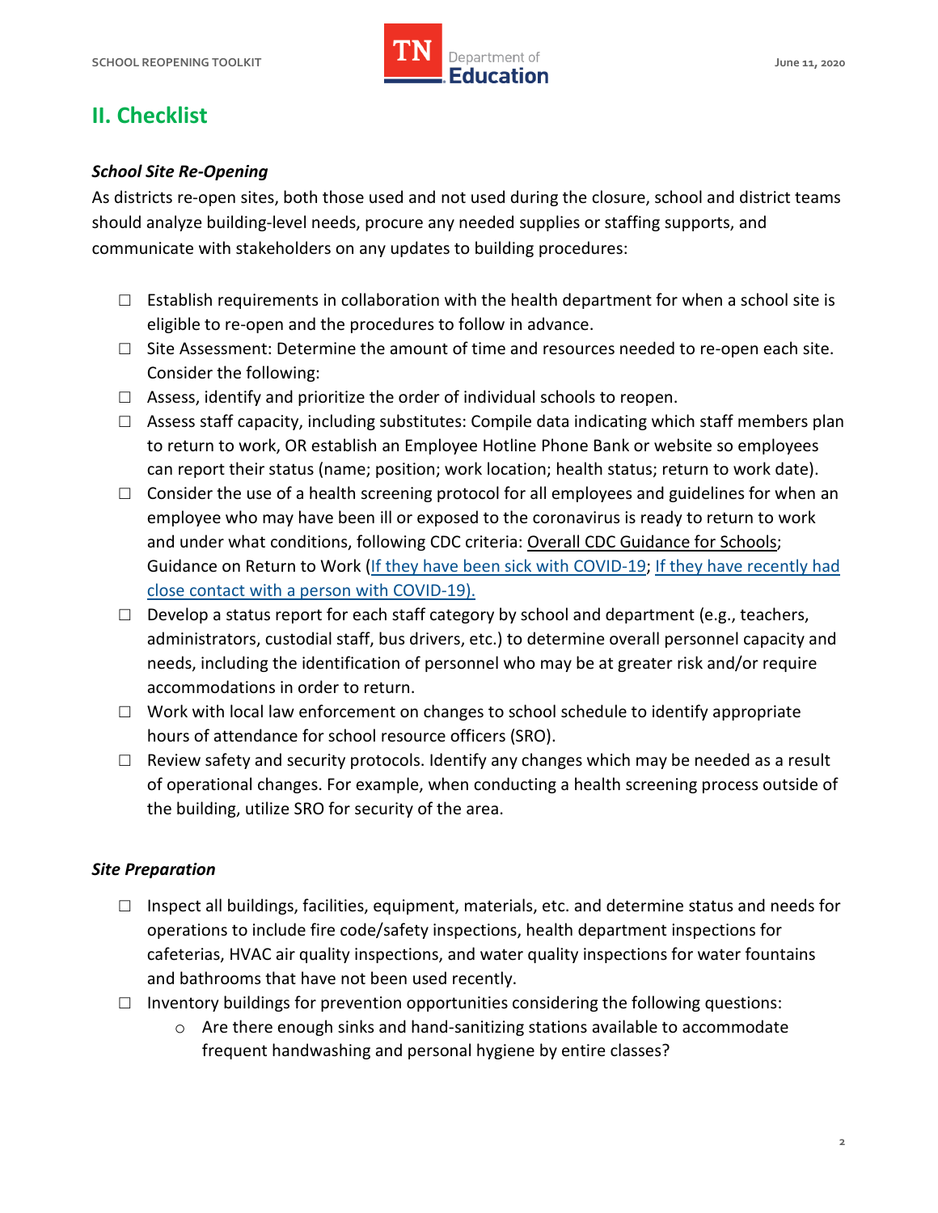## II. Checklist

### *School Site Re-Opening*

As districts re-open sites, both those used and not used during the closure, school and district teams should analyze building-level needs, procure any needed supplies or staffing supports, and communicate with stakeholders on any updates to building procedures:

- ☐ Establish requirements in collaboration with the health department for when a school site is eligible to re-open and the procedures to follow in advance.
- ☐ Site Assessment: Determine the amount of time and resources needed to re-open each site. Consider the following:
- ☐ Assess, identify and prioritize the order of individual schools to reopen.
- ☐ Assess staff capacity, including substitutes: Compile data indicating which staff members plan to return to work, OR establish an Employee Hotline Phone Bank or website so employees can report their status (name; position; work location; health status; return to work date).
- ☐ Consider the use of a health screening protocol for all employees and guidelines for when an employee who may have been ill or exposed to the coronavirus is ready to return to work and under what conditions, following CDC criteria: Overall CDC Guidance for Schools; Guidance on Return to Work (If they have been sick with COVID-19; If they have recently had close contact with a person with COVID-19).
- ☐ Develop a status report for each staff category by school and department (e.g., teachers, administrators, custodial staff, bus drivers, etc.) to determine overall personnel capacity and needs, including the identification of personnel who may be at greater risk and/or require accommodations in order to return.
- ☐ Work with local law enforcement on changes to school schedule to identify appropriate hours of attendance for school resource officers (SRO).
- ☐ Review safety and security protocols. Identify any changes which may be needed as a result of operational changes. For example, when conducting a health screening process outside of the building, utilize SRO for security of the area.

### *Site Preparation*

- ☐ Inspect all buildings, facilities, equipment, materials, etc. and determine status and needs for operations to include fire code/safety inspections, health department inspections for cafeterias, HVAC air quality inspections, and water quality inspections for water fountains and bathrooms that have not been used recently.
- ☐ Inventory buildings for prevention opportunities considering the following questions:
  - Are there enough sinks and hand-sanitizing stations available to accommodate frequent handwashing and personal hygiene by entire classes?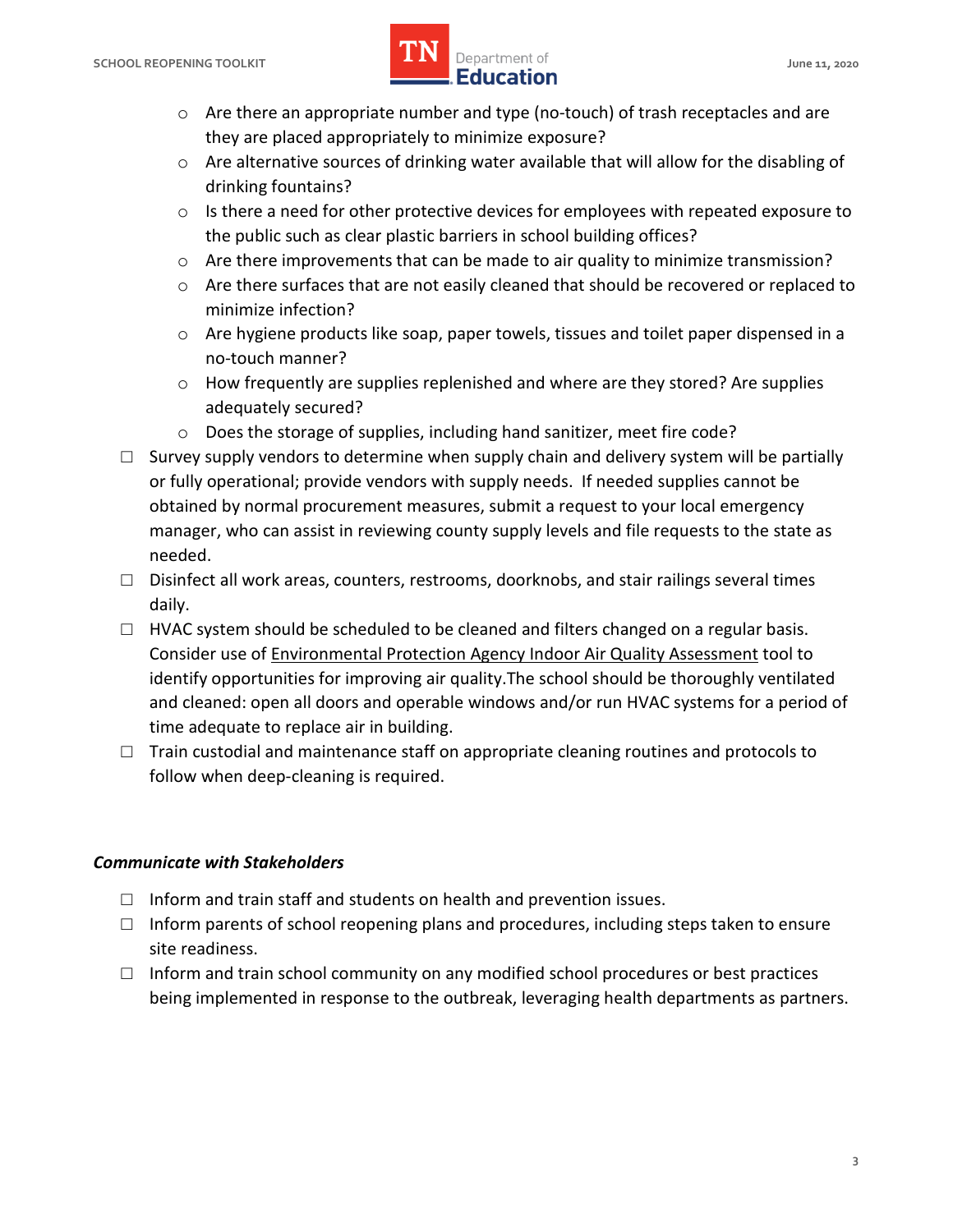- Are there an appropriate number and type (no-touch) of trash receptacles and are they are placed appropriately to minimize exposure?
  - Are alternative sources of drinking water available that will allow for the disabling of drinking fountains?
  - Is there a need for other protective devices for employees with repeated exposure to the public such as clear plastic barriers in school building offices?
  - Are there improvements that can be made to air quality to minimize transmission?
  - Are there surfaces that are not easily cleaned that should be recovered or replaced to minimize infection?
  - Are hygiene products like soap, paper towels, tissues and toilet paper dispensed in a no-touch manner?
  - How frequently are supplies replenished and where are they stored? Are supplies adequately secured?
  - Does the storage of supplies, including hand sanitizer, meet fire code?
- ☐ Survey supply vendors to determine when supply chain and delivery system will be partially or fully operational; provide vendors with supply needs. If needed supplies cannot be obtained by normal procurement measures, submit a request to your local emergency manager, who can assist in reviewing county supply levels and file requests to the state as needed.
- ☐ Disinfect all work areas, counters, restrooms, doorknobs, and stair railings several times daily.
- ☐ HVAC system should be scheduled to be cleaned and filters changed on a regular basis. Consider use of Environmental Protection Agency Indoor Air Quality Assessment tool to identify opportunities for improving air quality.The school should be thoroughly ventilated and cleaned: open all doors and operable windows and/or run HVAC systems for a period of time adequate to replace air in building.
- ☐ Train custodial and maintenance staff on appropriate cleaning routines and protocols to follow when deep-cleaning is required.

***Communicate with Stakeholders***

- ☐ Inform and train staff and students on health and prevention issues.
- ☐ Inform parents of school reopening plans and procedures, including steps taken to ensure site readiness.
- ☐ Inform and train school community on any modified school procedures or best practices being implemented in response to the outbreak, leveraging health departments as partners.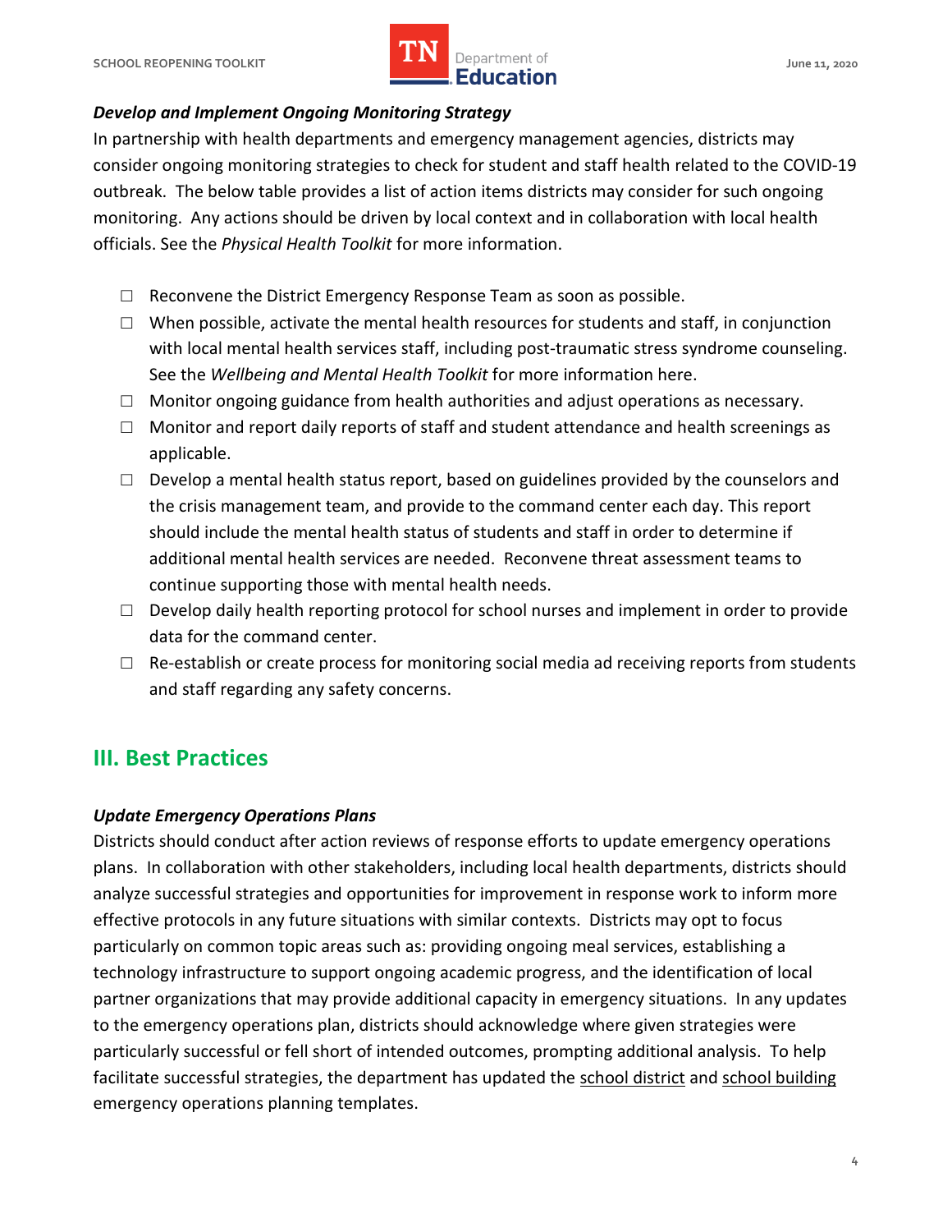***Develop and Implement Ongoing Monitoring Strategy***

In partnership with health departments and emergency management agencies, districts may consider ongoing monitoring strategies to check for student and staff health related to the COVID-19 outbreak. The below table provides a list of action items districts may consider for such ongoing monitoring. Any actions should be driven by local context and in collaboration with local health officials. See the *Physical Health Toolkit* for more information.

- ☐ Reconvene the District Emergency Response Team as soon as possible.
- ☐ When possible, activate the mental health resources for students and staff, in conjunction with local mental health services staff, including post-traumatic stress syndrome counseling. See the *Wellbeing and Mental Health Toolkit* for more information here.
- ☐ Monitor ongoing guidance from health authorities and adjust operations as necessary.
- ☐ Monitor and report daily reports of staff and student attendance and health screenings as applicable.
- ☐ Develop a mental health status report, based on guidelines provided by the counselors and the crisis management team, and provide to the command center each day. This report should include the mental health status of students and staff in order to determine if additional mental health services are needed. Reconvene threat assessment teams to continue supporting those with mental health needs.
- ☐ Develop daily health reporting protocol for school nurses and implement in order to provide data for the command center.
- ☐ Re-establish or create process for monitoring social media ad receiving reports from students and staff regarding any safety concerns.

## III. Best Practices

***Update Emergency Operations Plans***

Districts should conduct after action reviews of response efforts to update emergency operations plans. In collaboration with other stakeholders, including local health departments, districts should analyze successful strategies and opportunities for improvement in response work to inform more effective protocols in any future situations with similar contexts. Districts may opt to focus particularly on common topic areas such as: providing ongoing meal services, establishing a technology infrastructure to support ongoing academic progress, and the identification of local partner organizations that may provide additional capacity in emergency situations. In any updates to the emergency operations plan, districts should acknowledge where given strategies were particularly successful or fell short of intended outcomes, prompting additional analysis. To help facilitate successful strategies, the department has updated the school district and school building emergency operations planning templates.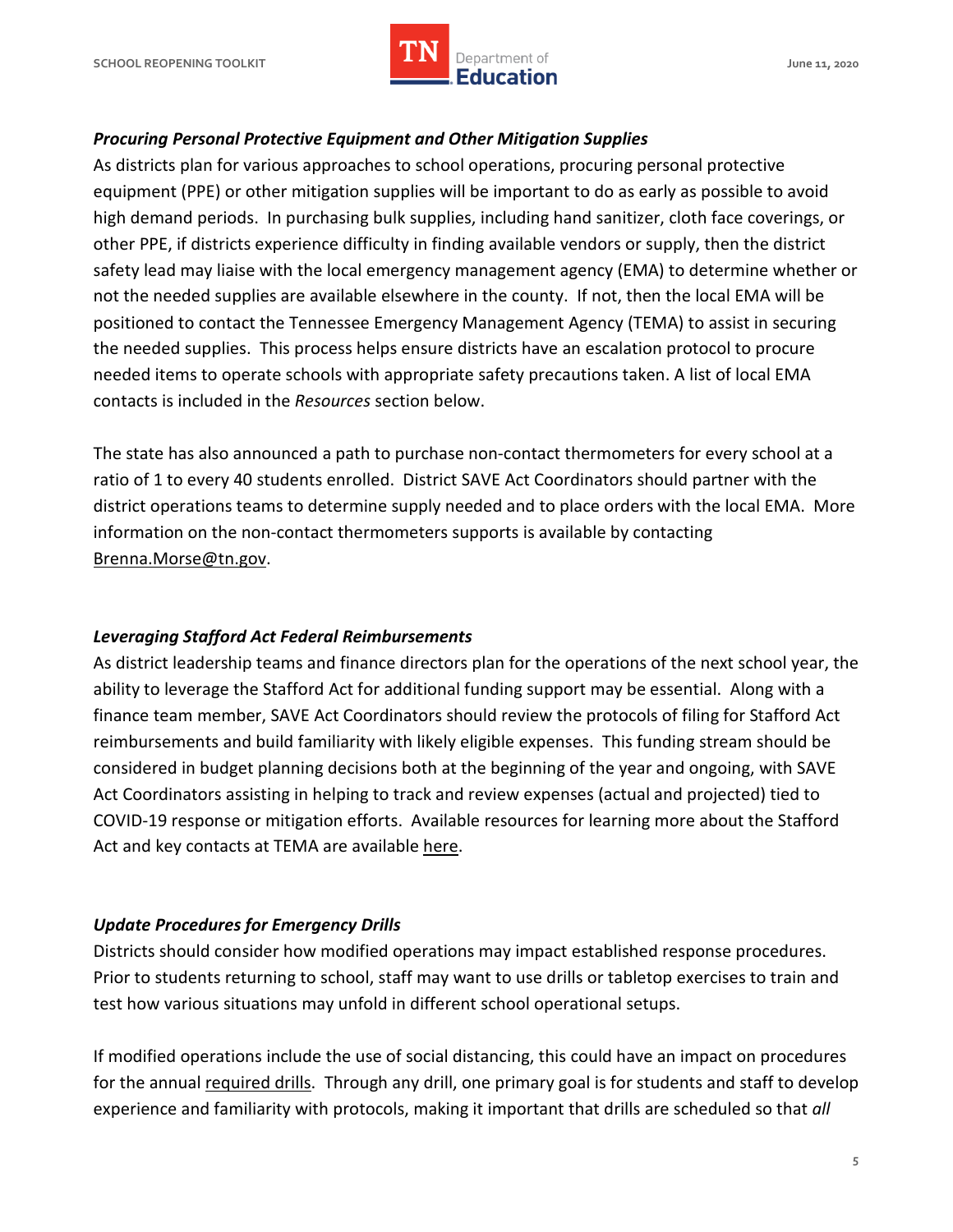### *Procuring Personal Protective Equipment and Other Mitigation Supplies*

As districts plan for various approaches to school operations, procuring personal protective equipment (PPE) or other mitigation supplies will be important to do as early as possible to avoid high demand periods. In purchasing bulk supplies, including hand sanitizer, cloth face coverings, or other PPE, if districts experience difficulty in finding available vendors or supply, then the district safety lead may liaise with the local emergency management agency (EMA) to determine whether or not the needed supplies are available elsewhere in the county. If not, then the local EMA will be positioned to contact the Tennessee Emergency Management Agency (TEMA) to assist in securing the needed supplies. This process helps ensure districts have an escalation protocol to procure needed items to operate schools with appropriate safety precautions taken. A list of local EMA contacts is included in the *Resources* section below.

The state has also announced a path to purchase non-contact thermometers for every school at a ratio of 1 to every 40 students enrolled. District SAVE Act Coordinators should partner with the district operations teams to determine supply needed and to place orders with the local EMA. More information on the non-contact thermometers supports is available by contacting Brenna.Morse@tn.gov.

### *Leveraging Stafford Act Federal Reimbursements*

As district leadership teams and finance directors plan for the operations of the next school year, the ability to leverage the Stafford Act for additional funding support may be essential. Along with a finance team member, SAVE Act Coordinators should review the protocols of filing for Stafford Act reimbursements and build familiarity with likely eligible expenses. This funding stream should be considered in budget planning decisions both at the beginning of the year and ongoing, with SAVE Act Coordinators assisting in helping to track and review expenses (actual and projected) tied to COVID-19 response or mitigation efforts. Available resources for learning more about the Stafford Act and key contacts at TEMA are available here.

### *Update Procedures for Emergency Drills*

Districts should consider how modified operations may impact established response procedures. Prior to students returning to school, staff may want to use drills or tabletop exercises to train and test how various situations may unfold in different school operational setups.

If modified operations include the use of social distancing, this could have an impact on procedures for the annual required drills. Through any drill, one primary goal is for students and staff to develop experience and familiarity with protocols, making it important that drills are scheduled so that *all*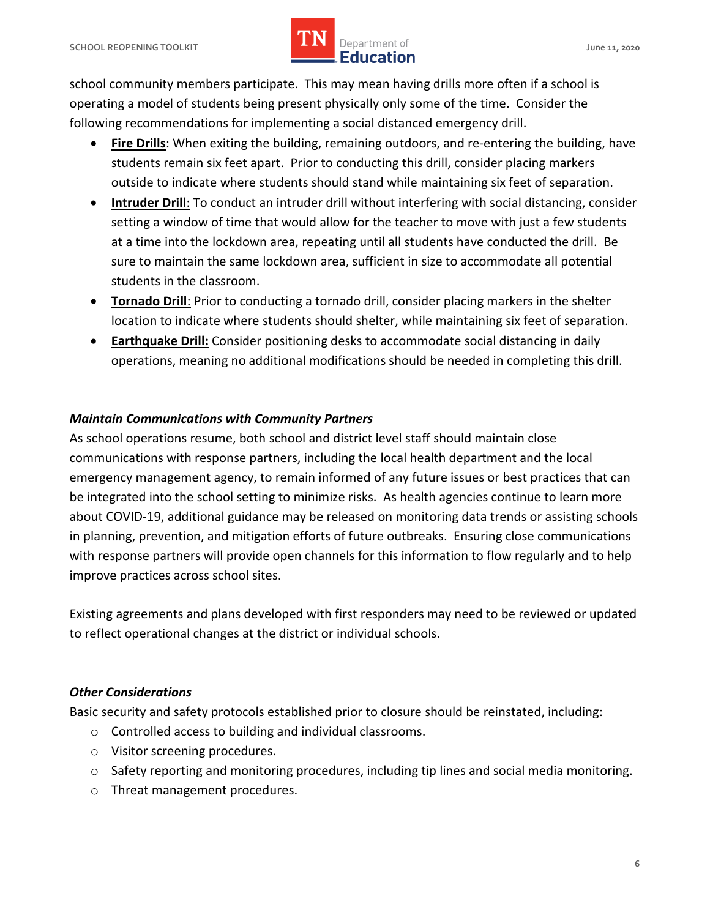school community members participate. This may mean having drills more often if a school is operating a model of students being present physically only some of the time. Consider the following recommendations for implementing a social distanced emergency drill.

- **Fire Drills**: When exiting the building, remaining outdoors, and re-entering the building, have students remain six feet apart. Prior to conducting this drill, consider placing markers outside to indicate where students should stand while maintaining six feet of separation.
- **Intruder Drill**: To conduct an intruder drill without interfering with social distancing, consider setting a window of time that would allow for the teacher to move with just a few students at a time into the lockdown area, repeating until all students have conducted the drill. Be sure to maintain the same lockdown area, sufficient in size to accommodate all potential students in the classroom.
- **Tornado Drill**: Prior to conducting a tornado drill, consider placing markers in the shelter location to indicate where students should shelter, while maintaining six feet of separation.
- **Earthquake Drill:** Consider positioning desks to accommodate social distancing in daily operations, meaning no additional modifications should be needed in completing this drill.

***Maintain Communications with Community Partners***

As school operations resume, both school and district level staff should maintain close communications with response partners, including the local health department and the local emergency management agency, to remain informed of any future issues or best practices that can be integrated into the school setting to minimize risks. As health agencies continue to learn more about COVID-19, additional guidance may be released on monitoring data trends or assisting schools in planning, prevention, and mitigation efforts of future outbreaks. Ensuring close communications with response partners will provide open channels for this information to flow regularly and to help improve practices across school sites.

Existing agreements and plans developed with first responders may need to be reviewed or updated to reflect operational changes at the district or individual schools.

***Other Considerations***

Basic security and safety protocols established prior to closure should be reinstated, including:

- Controlled access to building and individual classrooms.
- Visitor screening procedures.
- Safety reporting and monitoring procedures, including tip lines and social media monitoring.
- Threat management procedures.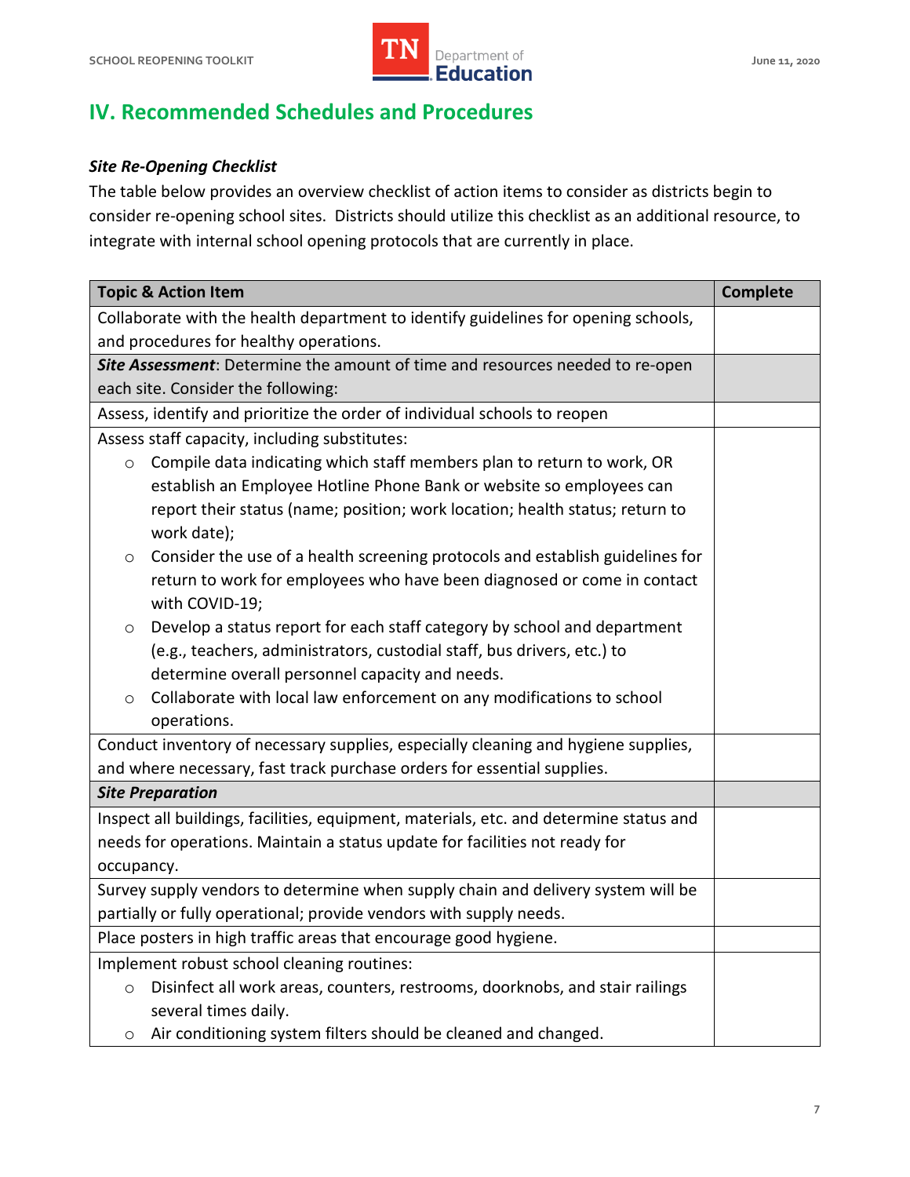## IV. Recommended Schedules and Procedures

***Site Re-Opening Checklist***

The table below provides an overview checklist of action items to consider as districts begin to consider re-opening school sites. Districts should utilize this checklist as an additional resource, to integrate with internal school opening protocols that are currently in place.

| Topic & Action Item | Complete |
|---|---|
| Collaborate with the health department to identify guidelines for opening schools, and procedures for healthy operations. | |
| ***Site Assessment***: Determine the amount of time and resources needed to re-open each site. Consider the following: | |
| Assess, identify and prioritize the order of individual schools to reopen | |
| Assess staff capacity, including substitutes:<br>○ Compile data indicating which staff members plan to return to work, OR establish an Employee Hotline Phone Bank or website so employees can report their status (name; position; work location; health status; return to work date);<br>○ Consider the use of a health screening protocols and establish guidelines for return to work for employees who have been diagnosed or come in contact with COVID-19;<br>○ Develop a status report for each staff category by school and department (e.g., teachers, administrators, custodial staff, bus drivers, etc.) to determine overall personnel capacity and needs.<br>○ Collaborate with local law enforcement on any modifications to school operations. | |
| Conduct inventory of necessary supplies, especially cleaning and hygiene supplies, and where necessary, fast track purchase orders for essential supplies. | |
| ***Site Preparation*** | |
| Inspect all buildings, facilities, equipment, materials, etc. and determine status and needs for operations. Maintain a status update for facilities not ready for occupancy. | |
| Survey supply vendors to determine when supply chain and delivery system will be partially or fully operational; provide vendors with supply needs. | |
| Place posters in high traffic areas that encourage good hygiene. | |
| Implement robust school cleaning routines:<br>○ Disinfect all work areas, counters, restrooms, doorknobs, and stair railings several times daily.<br>○ Air conditioning system filters should be cleaned and changed. | |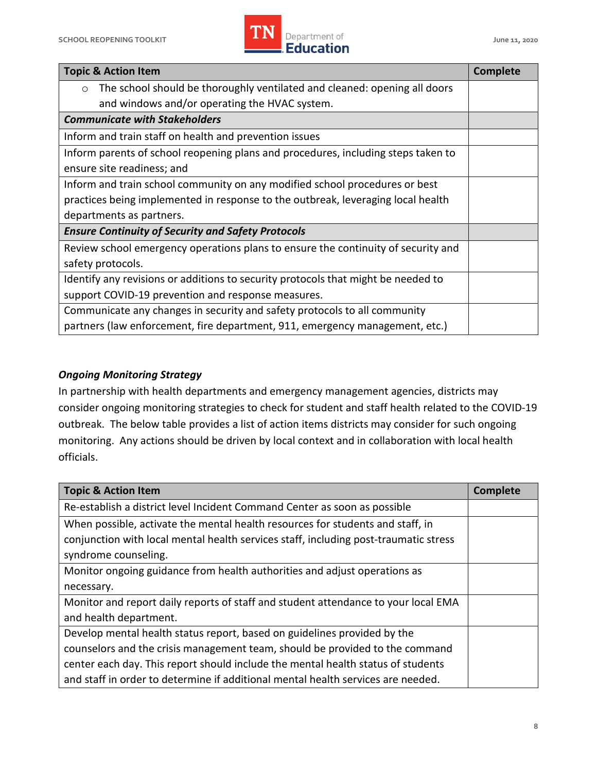| Topic & Action Item | Complete |
|---|---|
| ○ The school should be thoroughly ventilated and cleaned: opening all doors and windows and/or operating the HVAC system. | |
| ***Communicate with Stakeholders*** | |
| Inform and train staff on health and prevention issues | |
| Inform parents of school reopening plans and procedures, including steps taken to ensure site readiness; and | |
| Inform and train school community on any modified school procedures or best practices being implemented in response to the outbreak, leveraging local health departments as partners. | |
| ***Ensure Continuity of Security and Safety Protocols*** | |
| Review school emergency operations plans to ensure the continuity of security and safety protocols. | |
| Identify any revisions or additions to security protocols that might be needed to support COVID-19 prevention and response measures. | |
| Communicate any changes in security and safety protocols to all community partners (law enforcement, fire department, 911, emergency management, etc.) | |

***Ongoing Monitoring Strategy***

In partnership with health departments and emergency management agencies, districts may consider ongoing monitoring strategies to check for student and staff health related to the COVID-19 outbreak. The below table provides a list of action items districts may consider for such ongoing monitoring. Any actions should be driven by local context and in collaboration with local health officials.

| Topic & Action Item | Complete |
|---|---|
| Re-establish a district level Incident Command Center as soon as possible | |
| When possible, activate the mental health resources for students and staff, in conjunction with local mental health services staff, including post-traumatic stress syndrome counseling. | |
| Monitor ongoing guidance from health authorities and adjust operations as necessary. | |
| Monitor and report daily reports of staff and student attendance to your local EMA and health department. | |
| Develop mental health status report, based on guidelines provided by the counselors and the crisis management team, should be provided to the command center each day. This report should include the mental health status of students and staff in order to determine if additional mental health services are needed. | |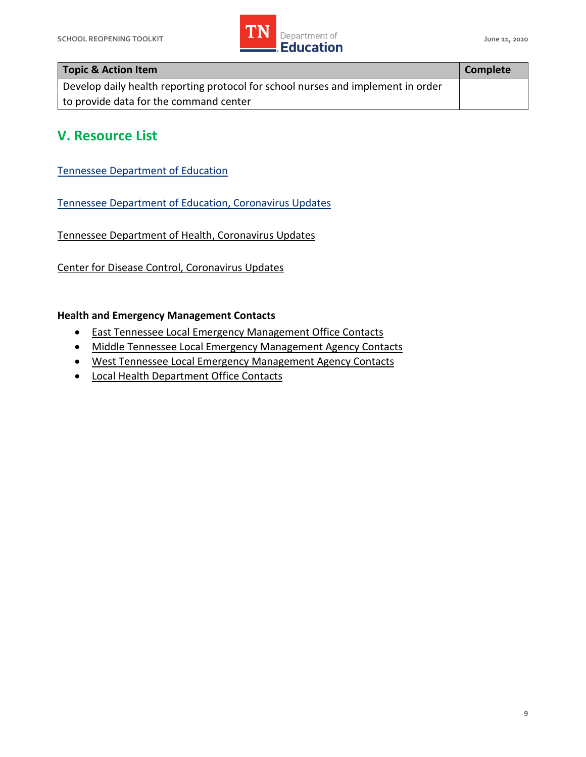| Topic & Action Item | Complete |
| --- | --- |
| Develop daily health reporting protocol for school nurses and implement in order to provide data for the command center | |

## V. Resource List

Tennessee Department of Education

Tennessee Department of Education, Coronavirus Updates

Tennessee Department of Health, Coronavirus Updates

Center for Disease Control, Coronavirus Updates

**Health and Emergency Management Contacts**

- East Tennessee Local Emergency Management Office Contacts
- Middle Tennessee Local Emergency Management Agency Contacts
- West Tennessee Local Emergency Management Agency Contacts
- Local Health Department Office Contacts